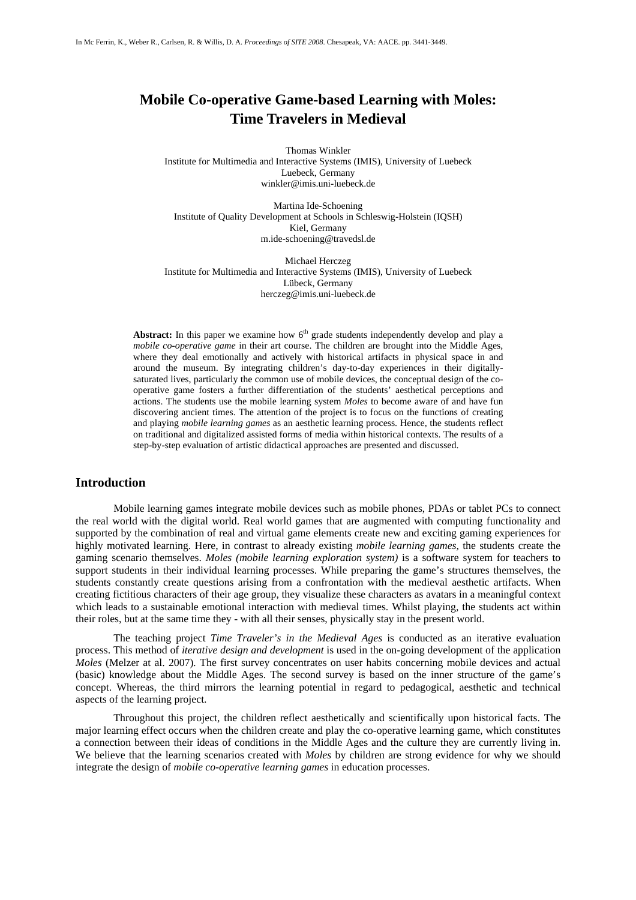In Mc Ferrin, K., Weber R., Carlsen, R. & Willis, D. A. *Proceedings of SITE 2008*. Chesapeak, VA: AACE. pp. 3441-3449.

# Mobile Co-operative Game-based Learning with Moles: Time Travelers in Medieval

Thomas Winkler
Institute for Multimedia and Interactive Systems (IMIS), University of Luebeck
Luebeck, Germany
winkler@imis.uni-luebeck.de

Martina Ide-Schoening
Institute of Quality Development at Schools in Schleswig-Holstein (IQSH)
Kiel, Germany
m.ide-schoening@travedsl.de

Michael Herczeg
Institute for Multimedia and Interactive Systems (IMIS), University of Luebeck
Lübeck, Germany
herczeg@imis.uni-luebeck.de

**Abstract:** In this paper we examine how 6th grade students independently develop and play a *mobile co-operative game* in their art course. The children are brought into the Middle Ages, where they deal emotionally and actively with historical artifacts in physical space in and around the museum. By integrating children's day-to-day experiences in their digitally-saturated lives, particularly the common use of mobile devices, the conceptual design of the co-operative game fosters a further differentiation of the students' aesthetical perceptions and actions. The students use the mobile learning system *Moles* to become aware of and have fun discovering ancient times. The attention of the project is to focus on the functions of creating and playing *mobile learning games* as an aesthetic learning process. Hence, the students reflect on traditional and digitalized assisted forms of media within historical contexts. The results of a step-by-step evaluation of artistic didactical approaches are presented and discussed.

## Introduction

Mobile learning games integrate mobile devices such as mobile phones, PDAs or tablet PCs to connect the real world with the digital world. Real world games that are augmented with computing functionality and supported by the combination of real and virtual game elements create new and exciting gaming experiences for highly motivated learning. Here, in contrast to already existing *mobile learning games*, the students create the gaming scenario themselves. *Moles (mobile learning exploration system)* is a software system for teachers to support students in their individual learning processes. While preparing the game's structures themselves, the students constantly create questions arising from a confrontation with the medieval aesthetic artifacts. When creating fictitious characters of their age group, they visualize these characters as avatars in a meaningful context which leads to a sustainable emotional interaction with medieval times. Whilst playing, the students act within their roles, but at the same time they - with all their senses, physically stay in the present world.

The teaching project *Time Traveler's in the Medieval Ages* is conducted as an iterative evaluation process. This method of *iterative design and development* is used in the on-going development of the application *Moles* (Melzer at al. 2007). The first survey concentrates on user habits concerning mobile devices and actual (basic) knowledge about the Middle Ages. The second survey is based on the inner structure of the game's concept. Whereas, the third mirrors the learning potential in regard to pedagogical, aesthetic and technical aspects of the learning project.

Throughout this project, the children reflect aesthetically and scientifically upon historical facts. The major learning effect occurs when the children create and play the co-operative learning game, which constitutes a connection between their ideas of conditions in the Middle Ages and the culture they are currently living in. We believe that the learning scenarios created with *Moles* by children are strong evidence for why we should integrate the design of *mobile co-operative learning games* in education processes.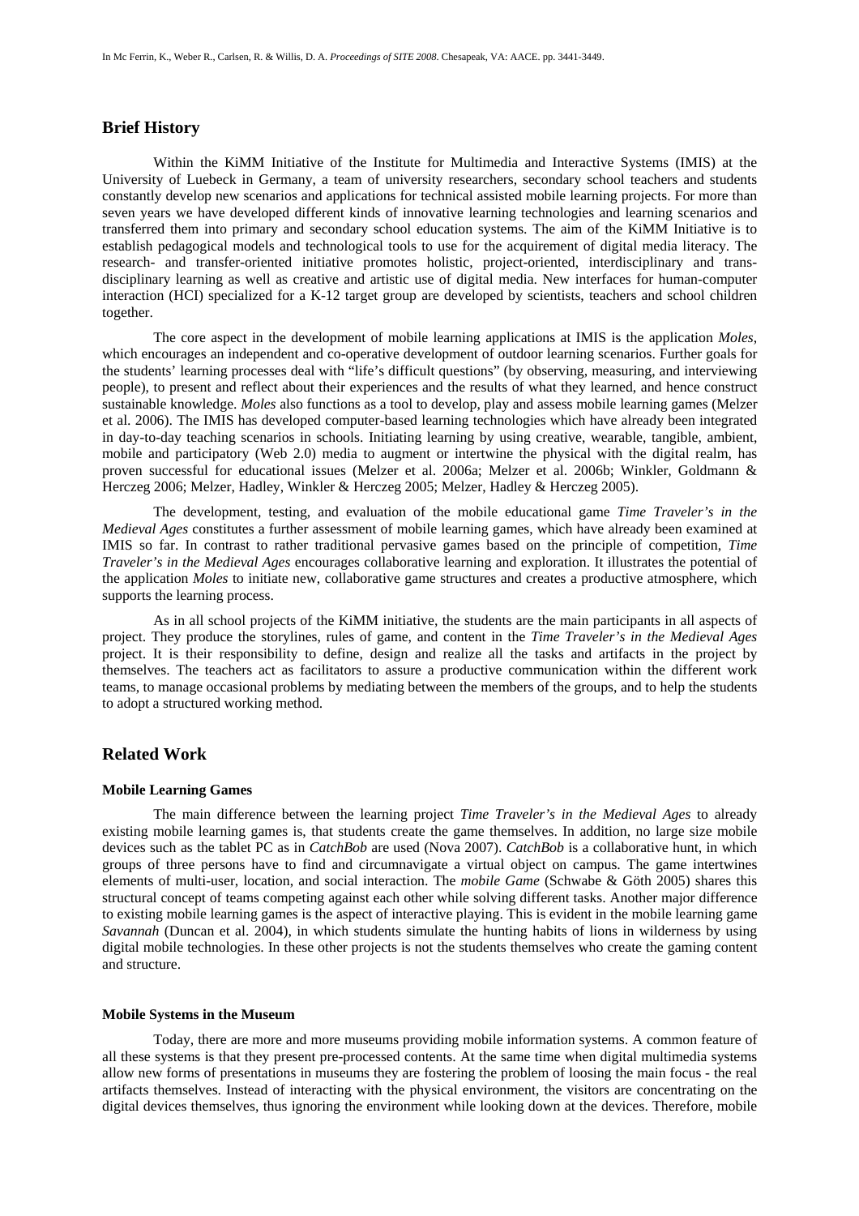## Brief History

Within the KiMM Initiative of the Institute for Multimedia and Interactive Systems (IMIS) at the University of Luebeck in Germany, a team of university researchers, secondary school teachers and students constantly develop new scenarios and applications for technical assisted mobile learning projects. For more than seven years we have developed different kinds of innovative learning technologies and learning scenarios and transferred them into primary and secondary school education systems. The aim of the KiMM Initiative is to establish pedagogical models and technological tools to use for the acquirement of digital media literacy. The research- and transfer-oriented initiative promotes holistic, project-oriented, interdisciplinary and trans-disciplinary learning as well as creative and artistic use of digital media. New interfaces for human-computer interaction (HCI) specialized for a K-12 target group are developed by scientists, teachers and school children together.

The core aspect in the development of mobile learning applications at IMIS is the application *Moles*, which encourages an independent and co-operative development of outdoor learning scenarios. Further goals for the students' learning processes deal with "life's difficult questions" (by observing, measuring, and interviewing people), to present and reflect about their experiences and the results of what they learned, and hence construct sustainable knowledge. *Moles* also functions as a tool to develop, play and assess mobile learning games (Melzer et al. 2006). The IMIS has developed computer-based learning technologies which have already been integrated in day-to-day teaching scenarios in schools. Initiating learning by using creative, wearable, tangible, ambient, mobile and participatory (Web 2.0) media to augment or intertwine the physical with the digital realm, has proven successful for educational issues (Melzer et al. 2006a; Melzer et al. 2006b; Winkler, Goldmann & Herczeg 2006; Melzer, Hadley, Winkler & Herczeg 2005; Melzer, Hadley & Herczeg 2005).

The development, testing, and evaluation of the mobile educational game *Time Traveler's in the Medieval Ages* constitutes a further assessment of mobile learning games, which have already been examined at IMIS so far. In contrast to rather traditional pervasive games based on the principle of competition, *Time Traveler's in the Medieval Ages* encourages collaborative learning and exploration. It illustrates the potential of the application *Moles* to initiate new, collaborative game structures and creates a productive atmosphere, which supports the learning process.

As in all school projects of the KiMM initiative, the students are the main participants in all aspects of project. They produce the storylines, rules of game, and content in the *Time Traveler's in the Medieval Ages* project. It is their responsibility to define, design and realize all the tasks and artifacts in the project by themselves. The teachers act as facilitators to assure a productive communication within the different work teams, to manage occasional problems by mediating between the members of the groups, and to help the students to adopt a structured working method.

## Related Work

### Mobile Learning Games

The main difference between the learning project *Time Traveler's in the Medieval Ages* to already existing mobile learning games is, that students create the game themselves. In addition, no large size mobile devices such as the tablet PC as in *CatchBob* are used (Nova 2007). *CatchBob* is a collaborative hunt, in which groups of three persons have to find and circumnavigate a virtual object on campus. The game intertwines elements of multi-user, location, and social interaction. The *mobile Game* (Schwabe & Göth 2005) shares this structural concept of teams competing against each other while solving different tasks. Another major difference to existing mobile learning games is the aspect of interactive playing. This is evident in the mobile learning game *Savannah* (Duncan et al. 2004), in which students simulate the hunting habits of lions in wilderness by using digital mobile technologies. In these other projects is not the students themselves who create the gaming content and structure.

### Mobile Systems in the Museum

Today, there are more and more museums providing mobile information systems. A common feature of all these systems is that they present pre-processed contents. At the same time when digital multimedia systems allow new forms of presentations in museums they are fostering the problem of loosing the main focus - the real artifacts themselves. Instead of interacting with the physical environment, the visitors are concentrating on the digital devices themselves, thus ignoring the environment while looking down at the devices. Therefore, mobile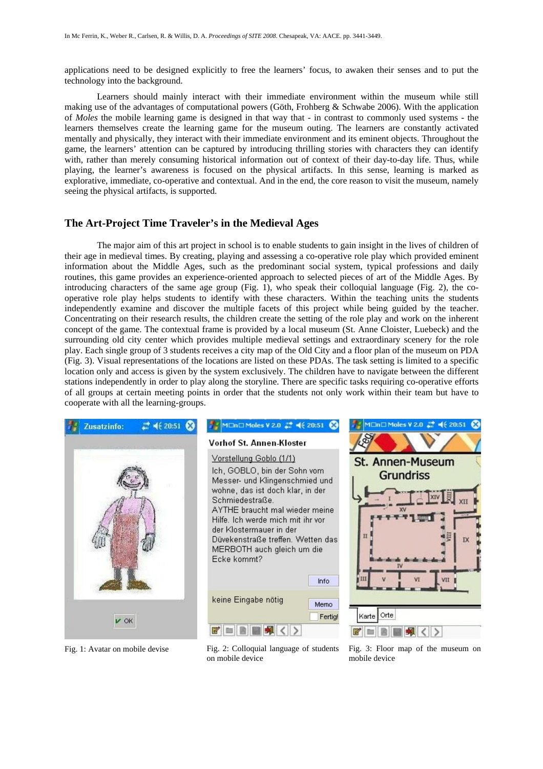applications need to be designed explicitly to free the learners' focus, to awaken their senses and to put the technology into the background.

Learners should mainly interact with their immediate environment within the museum while still making use of the advantages of computational powers (Göth, Frohberg & Schwabe 2006). With the application of *Moles* the mobile learning game is designed in that way that - in contrast to commonly used systems - the learners themselves create the learning game for the museum outing. The learners are constantly activated mentally and physically, they interact with their immediate environment and its eminent objects. Throughout the game, the learners' attention can be captured by introducing thrilling stories with characters they can identify with, rather than merely consuming historical information out of context of their day-to-day life. Thus, while playing, the learner's awareness is focused on the physical artifacts. In this sense, learning is marked as explorative, immediate, co-operative and contextual. And in the end, the core reason to visit the museum, namely seeing the physical artifacts, is supported.

## The Art-Project Time Traveler's in the Medieval Ages

The major aim of this art project in school is to enable students to gain insight in the lives of children of their age in medieval times. By creating, playing and assessing a co-operative role play which provided eminent information about the Middle Ages, such as the predominant social system, typical professions and daily routines, this game provides an experience-oriented approach to selected pieces of art of the Middle Ages. By introducing characters of the same age group (Fig. 1), who speak their colloquial language (Fig. 2), the co-operative role play helps students to identify with these characters. Within the teaching units the students independently examine and discover the multiple facets of this project while being guided by the teacher. Concentrating on their research results, the children create the setting of the role play and work on the inherent concept of the game. The contextual frame is provided by a local museum (St. Anne Cloister, Luebeck) and the surrounding old city center which provides multiple medieval settings and extraordinary scenery for the role play. Each single group of 3 students receives a city map of the Old City and a floor plan of the museum on PDA (Fig. 3). Visual representations of the locations are listed on these PDAs. The task setting is limited to a specific location only and access is given by the system exclusively. The children have to navigate between the different stations independently in order to play along the storyline. There are specific tasks requiring co-operative efforts of all groups at certain meeting points in order that the students not only work within their team but have to cooperate with all the learning-groups.

Fig. 1: Avatar on mobile devise

Fig. 2: Colloquial language of students on mobile device

Fig. 3: Floor map of the museum on mobile device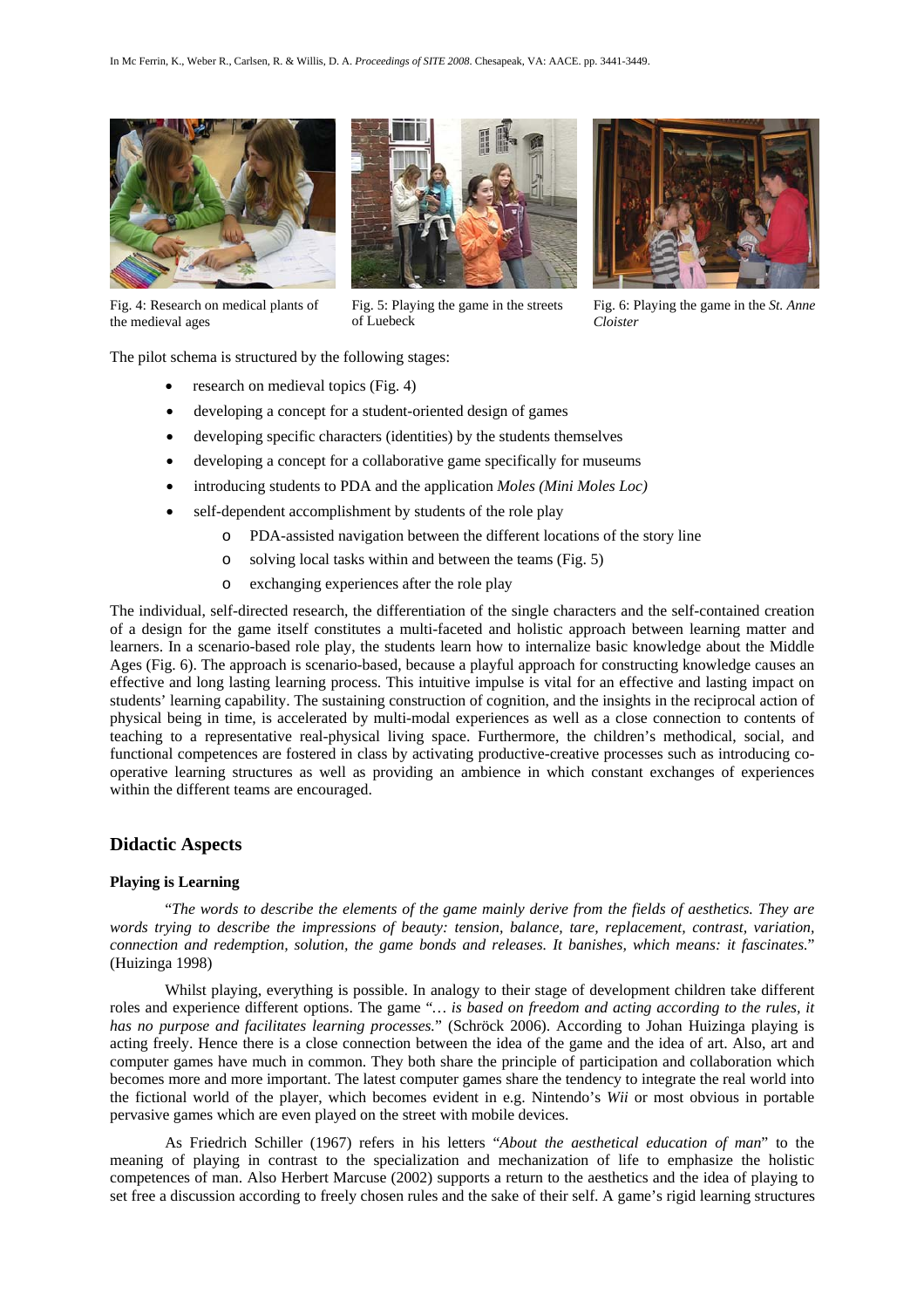Fig. 4: Research on medical plants of the medieval ages

Fig. 5: Playing the game in the streets of Luebeck

Fig. 6: Playing the game in the *St. Anne Cloister*

The pilot schema is structured by the following stages:

- research on medieval topics (Fig. 4)
- developing a concept for a student-oriented design of games
- developing specific characters (identities) by the students themselves
- developing a concept for a collaborative game specifically for museums
- introducing students to PDA and the application *Moles (Mini Moles Loc)*
- self-dependent accomplishment by students of the role play
  - PDA-assisted navigation between the different locations of the story line
  - solving local tasks within and between the teams (Fig. 5)
  - exchanging experiences after the role play

The individual, self-directed research, the differentiation of the single characters and the self-contained creation of a design for the game itself constitutes a multi-faceted and holistic approach between learning matter and learners. In a scenario-based role play, the students learn how to internalize basic knowledge about the Middle Ages (Fig. 6). The approach is scenario-based, because a playful approach for constructing knowledge causes an effective and long lasting learning process. This intuitive impulse is vital for an effective and lasting impact on students' learning capability. The sustaining construction of cognition, and the insights in the reciprocal action of physical being in time, is accelerated by multi-modal experiences as well as a close connection to contents of teaching to a representative real-physical living space. Furthermore, the children's methodical, social, and functional competences are fostered in class by activating productive-creative processes such as introducing co-operative learning structures as well as providing an ambience in which constant exchanges of experiences within the different teams are encouraged.

## Didactic Aspects

### Playing is Learning

"*The words to describe the elements of the game mainly derive from the fields of aesthetics. They are words trying to describe the impressions of beauty: tension, balance, tare, replacement, contrast, variation, connection and redemption, solution, the game bonds and releases. It banishes, which means: it fascinates.*" (Huizinga 1998)

Whilst playing, everything is possible. In analogy to their stage of development children take different roles and experience different options. The game "*… is based on freedom and acting according to the rules, it has no purpose and facilitates learning processes.*" (Schröck 2006). According to Johan Huizinga playing is acting freely. Hence there is a close connection between the idea of the game and the idea of art. Also, art and computer games have much in common. They both share the principle of participation and collaboration which becomes more and more important. The latest computer games share the tendency to integrate the real world into the fictional world of the player, which becomes evident in e.g. Nintendo's *Wii* or most obvious in portable pervasive games which are even played on the street with mobile devices.

As Friedrich Schiller (1967) refers in his letters "*About the aesthetical education of man*" to the meaning of playing in contrast to the specialization and mechanization of life to emphasize the holistic competences of man. Also Herbert Marcuse (2002) supports a return to the aesthetics and the idea of playing to set free a discussion according to freely chosen rules and the sake of their self. A game's rigid learning structures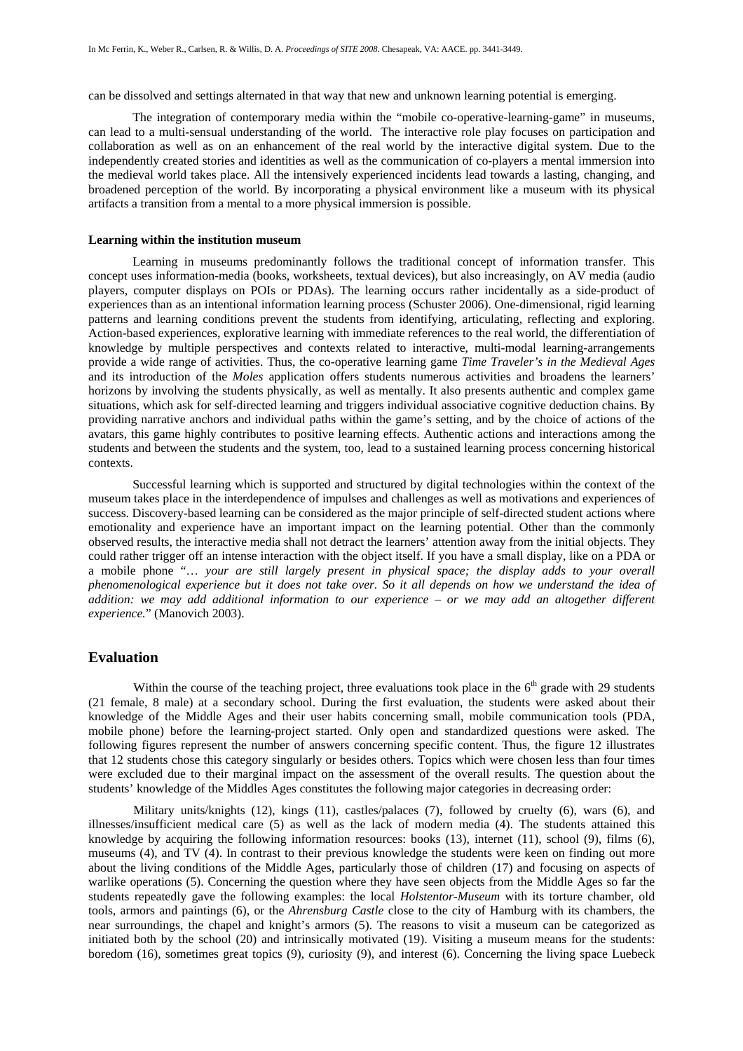can be dissolved and settings alternated in that way that new and unknown learning potential is emerging.

The integration of contemporary media within the "mobile co-operative-learning-game" in museums, can lead to a multi-sensual understanding of the world. The interactive role play focuses on participation and collaboration as well as on an enhancement of the real world by the interactive digital system. Due to the independently created stories and identities as well as the communication of co-players a mental immersion into the medieval world takes place. All the intensively experienced incidents lead towards a lasting, changing, and broadened perception of the world. By incorporating a physical environment like a museum with its physical artifacts a transition from a mental to a more physical immersion is possible.

**Learning within the institution museum**

Learning in museums predominantly follows the traditional concept of information transfer. This concept uses information-media (books, worksheets, textual devices), but also increasingly, on AV media (audio players, computer displays on POIs or PDAs). The learning occurs rather incidentally as a side-product of experiences than as an intentional information learning process (Schuster 2006). One-dimensional, rigid learning patterns and learning conditions prevent the students from identifying, articulating, reflecting and exploring. Action-based experiences, explorative learning with immediate references to the real world, the differentiation of knowledge by multiple perspectives and contexts related to interactive, multi-modal learning-arrangements provide a wide range of activities. Thus, the co-operative learning game *Time Traveler's in the Medieval Ages* and its introduction of the *Moles* application offers students numerous activities and broadens the learners' horizons by involving the students physically, as well as mentally. It also presents authentic and complex game situations, which ask for self-directed learning and triggers individual associative cognitive deduction chains. By providing narrative anchors and individual paths within the game's setting, and by the choice of actions of the avatars, this game highly contributes to positive learning effects. Authentic actions and interactions among the students and between the students and the system, too, lead to a sustained learning process concerning historical contexts.

Successful learning which is supported and structured by digital technologies within the context of the museum takes place in the interdependence of impulses and challenges as well as motivations and experiences of success. Discovery-based learning can be considered as the major principle of self-directed student actions where emotionality and experience have an important impact on the learning potential. Other than the commonly observed results, the interactive media shall not detract the learners' attention away from the initial objects. They could rather trigger off an intense interaction with the object itself. If you have a small display, like on a PDA or a mobile phone "*… your are still largely present in physical space; the display adds to your overall phenomenological experience but it does not take over. So it all depends on how we understand the idea of addition: we may add additional information to our experience – or we may add an altogether different experience.*" (Manovich 2003).

## Evaluation

Within the course of the teaching project, three evaluations took place in the 6th grade with 29 students (21 female, 8 male) at a secondary school. During the first evaluation, the students were asked about their knowledge of the Middle Ages and their user habits concerning small, mobile communication tools (PDA, mobile phone) before the learning-project started. Only open and standardized questions were asked. The following figures represent the number of answers concerning specific content. Thus, the figure 12 illustrates that 12 students chose this category singularly or besides others. Topics which were chosen less than four times were excluded due to their marginal impact on the assessment of the overall results. The question about the students' knowledge of the Middles Ages constitutes the following major categories in decreasing order:

Military units/knights (12), kings (11), castles/palaces (7), followed by cruelty (6), wars (6), and illnesses/insufficient medical care (5) as well as the lack of modern media (4). The students attained this knowledge by acquiring the following information resources: books (13), internet (11), school (9), films (6), museums (4), and TV (4). In contrast to their previous knowledge the students were keen on finding out more about the living conditions of the Middle Ages, particularly those of children (17) and focusing on aspects of warlike operations (5). Concerning the question where they have seen objects from the Middle Ages so far the students repeatedly gave the following examples: the local *Holstentor-Museum* with its torture chamber, old tools, armors and paintings (6), or the *Ahrensburg Castle* close to the city of Hamburg with its chambers, the near surroundings, the chapel and knight's armors (5). The reasons to visit a museum can be categorized as initiated both by the school (20) and intrinsically motivated (19). Visiting a museum means for the students: boredom (16), sometimes great topics (9), curiosity (9), and interest (6). Concerning the living space Luebeck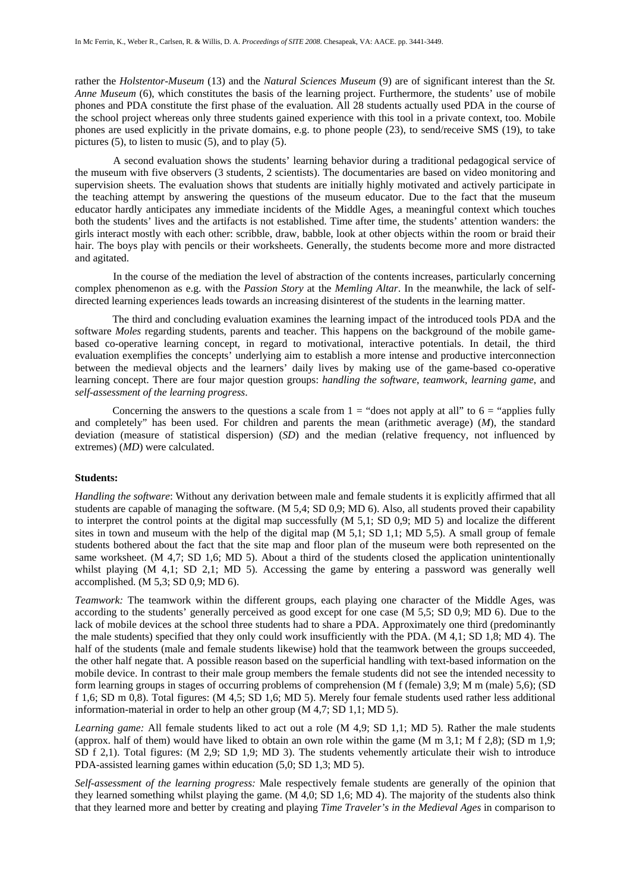rather the *Holstentor-Museum* (13) and the *Natural Sciences Museum* (9) are of significant interest than the *St. Anne Museum* (6), which constitutes the basis of the learning project. Furthermore, the students' use of mobile phones and PDA constitute the first phase of the evaluation. All 28 students actually used PDA in the course of the school project whereas only three students gained experience with this tool in a private context, too. Mobile phones are used explicitly in the private domains, e.g. to phone people (23), to send/receive SMS (19), to take pictures (5), to listen to music (5), and to play (5).

A second evaluation shows the students' learning behavior during a traditional pedagogical service of the museum with five observers (3 students, 2 scientists). The documentaries are based on video monitoring and supervision sheets. The evaluation shows that students are initially highly motivated and actively participate in the teaching attempt by answering the questions of the museum educator. Due to the fact that the museum educator hardly anticipates any immediate incidents of the Middle Ages, a meaningful context which touches both the students' lives and the artifacts is not established. Time after time, the students' attention wanders: the girls interact mostly with each other: scribble, draw, babble, look at other objects within the room or braid their hair. The boys play with pencils or their worksheets. Generally, the students become more and more distracted and agitated.

In the course of the mediation the level of abstraction of the contents increases, particularly concerning complex phenomenon as e.g. with the *Passion Story* at the *Memling Altar*. In the meanwhile, the lack of self-directed learning experiences leads towards an increasing disinterest of the students in the learning matter.

The third and concluding evaluation examines the learning impact of the introduced tools PDA and the software *Moles* regarding students, parents and teacher. This happens on the background of the mobile game-based co-operative learning concept, in regard to motivational, interactive potentials. In detail, the third evaluation exemplifies the concepts' underlying aim to establish a more intense and productive interconnection between the medieval objects and the learners' daily lives by making use of the game-based co-operative learning concept. There are four major question groups: *handling the software*, *teamwork*, *learning game*, and *self-assessment of the learning progress*.

Concerning the answers to the questions a scale from 1 = "does not apply at all" to 6 = "applies fully and completely" has been used. For children and parents the mean (arithmetic average) (*M*), the standard deviation (measure of statistical dispersion) (*SD*) and the median (relative frequency, not influenced by extremes) (*MD*) were calculated.

**Students:**

*Handling the software*: Without any derivation between male and female students it is explicitly affirmed that all students are capable of managing the software. (M 5,4; SD 0,9; MD 6). Also, all students proved their capability to interpret the control points at the digital map successfully (M 5,1; SD 0,9; MD 5) and localize the different sites in town and museum with the help of the digital map (M 5,1; SD 1,1; MD 5,5). A small group of female students bothered about the fact that the site map and floor plan of the museum were both represented on the same worksheet. (M 4,7; SD 1,6; MD 5). About a third of the students closed the application unintentionally whilst playing (M 4,1; SD 2,1; MD 5). Accessing the game by entering a password was generally well accomplished. (M 5,3; SD 0,9; MD 6).

*Teamwork:* The teamwork within the different groups, each playing one character of the Middle Ages, was according to the students' generally perceived as good except for one case (M 5,5; SD 0,9; MD 6). Due to the lack of mobile devices at the school three students had to share a PDA. Approximately one third (predominantly the male students) specified that they only could work insufficiently with the PDA. (M 4,1; SD 1,8; MD 4). The half of the students (male and female students likewise) hold that the teamwork between the groups succeeded, the other half negate that. A possible reason based on the superficial handling with text-based information on the mobile device. In contrast to their male group members the female students did not see the intended necessity to form learning groups in stages of occurring problems of comprehension (M f (female) 3,9; M m (male) 5,6); (SD f 1,6; SD m 0,8). Total figures: (M 4,5; SD 1,6; MD 5). Merely four female students used rather less additional information-material in order to help an other group (M 4,7; SD 1,1; MD 5).

*Learning game:* All female students liked to act out a role (M 4,9; SD 1,1; MD 5). Rather the male students (approx. half of them) would have liked to obtain an own role within the game (M m 3,1; M f 2,8); (SD m 1,9; SD f 2,1). Total figures: (M 2,9; SD 1,9; MD 3). The students vehemently articulate their wish to introduce PDA-assisted learning games within education (5,0; SD 1,3; MD 5).

*Self-assessment of the learning progress:* Male respectively female students are generally of the opinion that they learned something whilst playing the game. (M 4,0; SD 1,6; MD 4). The majority of the students also think that they learned more and better by creating and playing *Time Traveler's in the Medieval Ages* in comparison to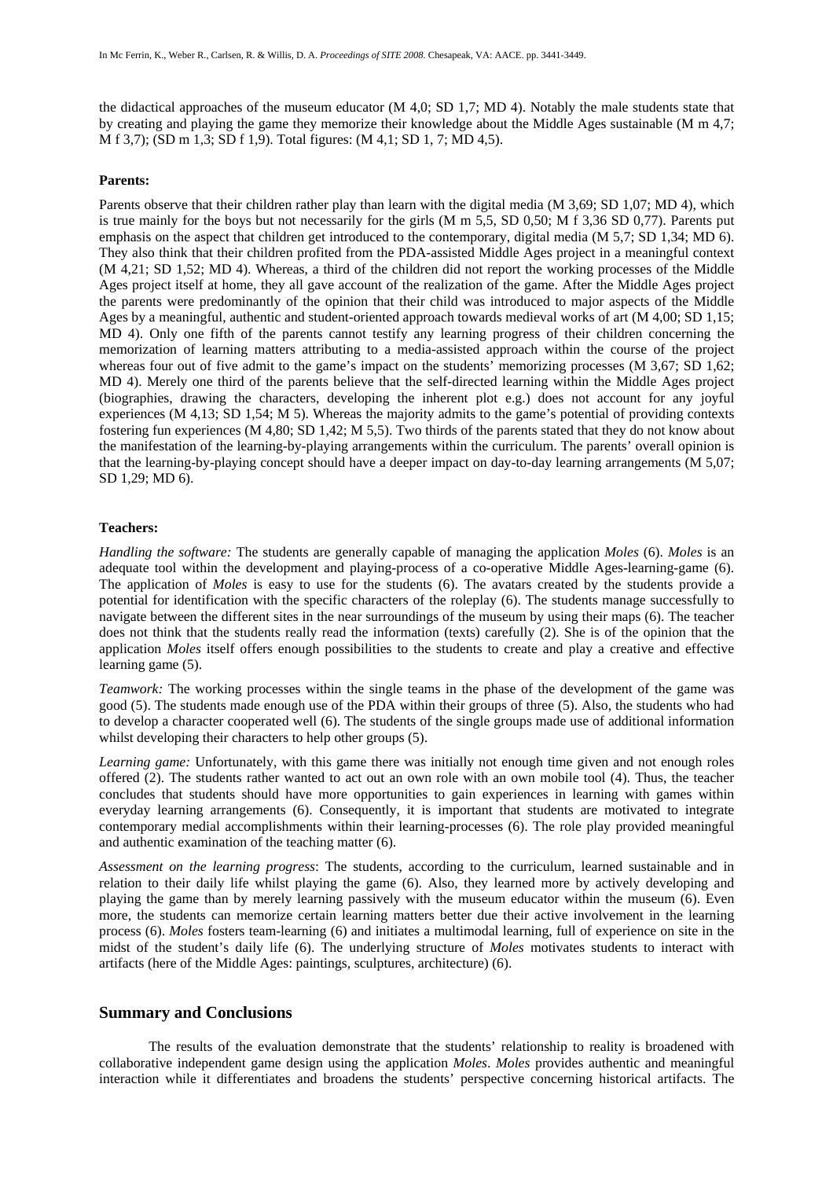the didactical approaches of the museum educator (M 4,0; SD 1,7; MD 4). Notably the male students state that by creating and playing the game they memorize their knowledge about the Middle Ages sustainable (M m 4,7; M f 3,7); (SD m 1,3; SD f 1,9). Total figures: (M 4,1; SD 1, 7; MD 4,5).

**Parents:**

Parents observe that their children rather play than learn with the digital media (M 3,69; SD 1,07; MD 4), which is true mainly for the boys but not necessarily for the girls (M m 5,5, SD 0,50; M f 3,36 SD 0,77). Parents put emphasis on the aspect that children get introduced to the contemporary, digital media (M 5,7; SD 1,34; MD 6). They also think that their children profited from the PDA-assisted Middle Ages project in a meaningful context (M 4,21; SD 1,52; MD 4). Whereas, a third of the children did not report the working processes of the Middle Ages project itself at home, they all gave account of the realization of the game. After the Middle Ages project the parents were predominantly of the opinion that their child was introduced to major aspects of the Middle Ages by a meaningful, authentic and student-oriented approach towards medieval works of art (M 4,00; SD 1,15; MD 4). Only one fifth of the parents cannot testify any learning progress of their children concerning the memorization of learning matters attributing to a media-assisted approach within the course of the project whereas four out of five admit to the game's impact on the students' memorizing processes (M 3,67; SD 1,62; MD 4). Merely one third of the parents believe that the self-directed learning within the Middle Ages project (biographies, drawing the characters, developing the inherent plot e.g.) does not account for any joyful experiences (M 4,13; SD 1,54; M 5). Whereas the majority admits to the game's potential of providing contexts fostering fun experiences (M 4,80; SD 1,42; M 5,5). Two thirds of the parents stated that they do not know about the manifestation of the learning-by-playing arrangements within the curriculum. The parents' overall opinion is that the learning-by-playing concept should have a deeper impact on day-to-day learning arrangements (M 5,07; SD 1,29; MD 6).

**Teachers:**

*Handling the software:* The students are generally capable of managing the application *Moles* (6). *Moles* is an adequate tool within the development and playing-process of a co-operative Middle Ages-learning-game (6). The application of *Moles* is easy to use for the students (6). The avatars created by the students provide a potential for identification with the specific characters of the roleplay (6). The students manage successfully to navigate between the different sites in the near surroundings of the museum by using their maps (6). The teacher does not think that the students really read the information (texts) carefully (2). She is of the opinion that the application *Moles* itself offers enough possibilities to the students to create and play a creative and effective learning game (5).

*Teamwork:* The working processes within the single teams in the phase of the development of the game was good (5). The students made enough use of the PDA within their groups of three (5). Also, the students who had to develop a character cooperated well (6). The students of the single groups made use of additional information whilst developing their characters to help other groups (5).

*Learning game:* Unfortunately, with this game there was initially not enough time given and not enough roles offered (2). The students rather wanted to act out an own role with an own mobile tool (4). Thus, the teacher concludes that students should have more opportunities to gain experiences in learning with games within everyday learning arrangements (6). Consequently, it is important that students are motivated to integrate contemporary medial accomplishments within their learning-processes (6). The role play provided meaningful and authentic examination of the teaching matter (6).

*Assessment on the learning progress*: The students, according to the curriculum, learned sustainable and in relation to their daily life whilst playing the game (6). Also, they learned more by actively developing and playing the game than by merely learning passively with the museum educator within the museum (6). Even more, the students can memorize certain learning matters better due their active involvement in the learning process (6). *Moles* fosters team-learning (6) and initiates a multimodal learning, full of experience on site in the midst of the student's daily life (6). The underlying structure of *Moles* motivates students to interact with artifacts (here of the Middle Ages: paintings, sculptures, architecture) (6).

## Summary and Conclusions

The results of the evaluation demonstrate that the students' relationship to reality is broadened with collaborative independent game design using the application *Moles*. *Moles* provides authentic and meaningful interaction while it differentiates and broadens the students' perspective concerning historical artifacts. The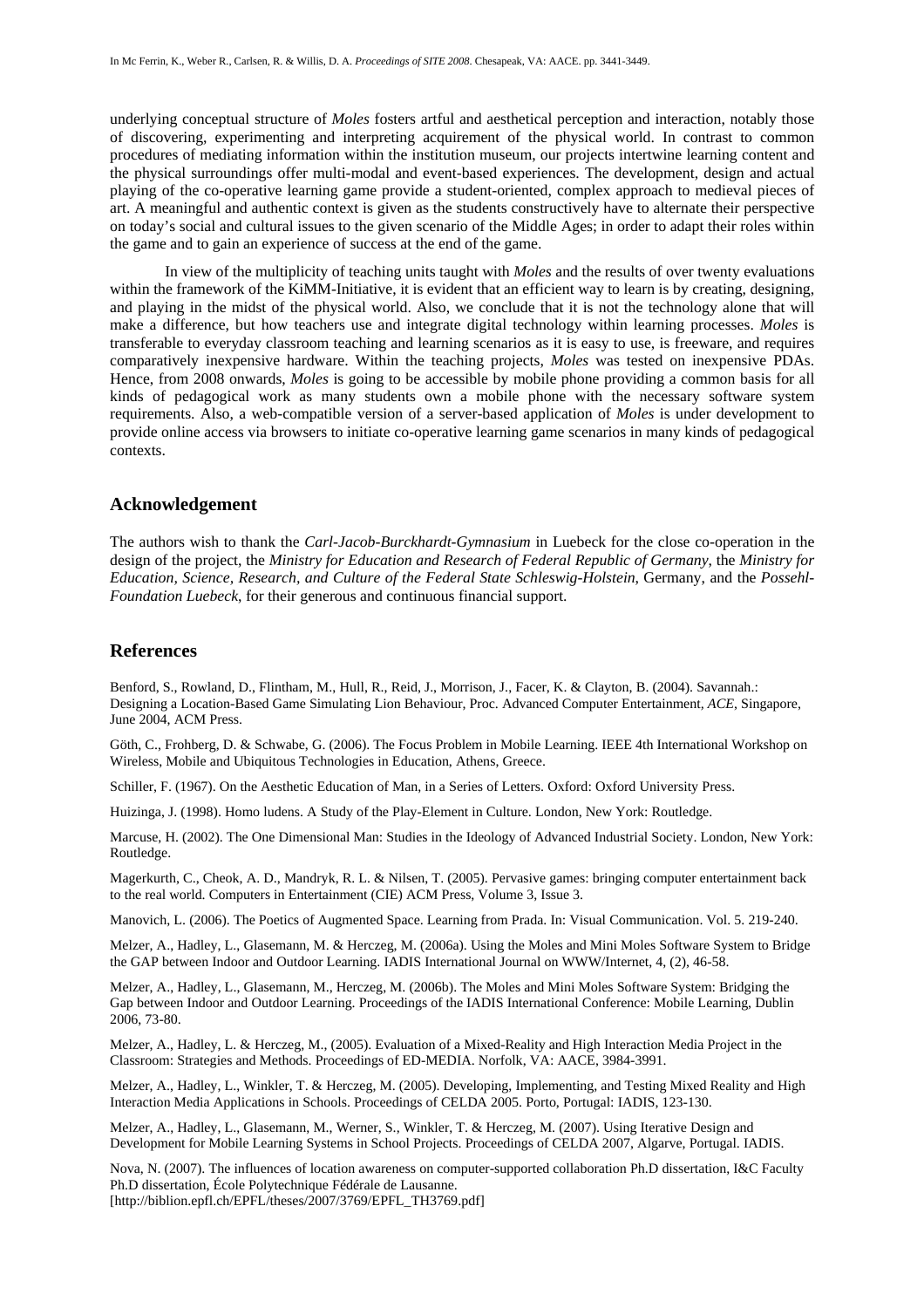underlying conceptual structure of *Moles* fosters artful and aesthetical perception and interaction, notably those of discovering, experimenting and interpreting acquirement of the physical world. In contrast to common procedures of mediating information within the institution museum, our projects intertwine learning content and the physical surroundings offer multi-modal and event-based experiences. The development, design and actual playing of the co-operative learning game provide a student-oriented, complex approach to medieval pieces of art. A meaningful and authentic context is given as the students constructively have to alternate their perspective on today's social and cultural issues to the given scenario of the Middle Ages; in order to adapt their roles within the game and to gain an experience of success at the end of the game.

In view of the multiplicity of teaching units taught with *Moles* and the results of over twenty evaluations within the framework of the KiMM-Initiative, it is evident that an efficient way to learn is by creating, designing, and playing in the midst of the physical world. Also, we conclude that it is not the technology alone that will make a difference, but how teachers use and integrate digital technology within learning processes. *Moles* is transferable to everyday classroom teaching and learning scenarios as it is easy to use, is freeware, and requires comparatively inexpensive hardware. Within the teaching projects, *Moles* was tested on inexpensive PDAs. Hence, from 2008 onwards, *Moles* is going to be accessible by mobile phone providing a common basis for all kinds of pedagogical work as many students own a mobile phone with the necessary software system requirements. Also, a web-compatible version of a server-based application of *Moles* is under development to provide online access via browsers to initiate co-operative learning game scenarios in many kinds of pedagogical contexts.

## Acknowledgement

The authors wish to thank the *Carl-Jacob-Burckhardt-Gymnasium* in Luebeck for the close co-operation in the design of the project, the *Ministry for Education and Research of Federal Republic of Germany*, the *Ministry for Education, Science, Research, and Culture of the Federal State Schleswig-Holstein*, Germany, and the *Possehl-Foundation Luebeck*, for their generous and continuous financial support.

## References

Benford, S., Rowland, D., Flintham, M., Hull, R., Reid, J., Morrison, J., Facer, K. & Clayton, B. (2004). Savannah.: Designing a Location-Based Game Simulating Lion Behaviour, Proc. Advanced Computer Entertainment, *ACE*, Singapore, June 2004, ACM Press.

Göth, C., Frohberg, D. & Schwabe, G. (2006). The Focus Problem in Mobile Learning. IEEE 4th International Workshop on Wireless, Mobile and Ubiquitous Technologies in Education, Athens, Greece.

Schiller, F. (1967). On the Aesthetic Education of Man, in a Series of Letters. Oxford: Oxford University Press.

Huizinga, J. (1998). Homo ludens. A Study of the Play-Element in Culture. London, New York: Routledge.

Marcuse, H. (2002). The One Dimensional Man: Studies in the Ideology of Advanced Industrial Society. London, New York: Routledge.

Magerkurth, C., Cheok, A. D., Mandryk, R. L. & Nilsen, T. (2005). Pervasive games: bringing computer entertainment back to the real world. Computers in Entertainment (CIE) ACM Press, Volume 3, Issue 3.

Manovich, L. (2006). The Poetics of Augmented Space. Learning from Prada. In: Visual Communication. Vol. 5. 219-240.

Melzer, A., Hadley, L., Glasemann, M. & Herczeg, M. (2006a). Using the Moles and Mini Moles Software System to Bridge the GAP between Indoor and Outdoor Learning. IADIS International Journal on WWW/Internet, 4, (2), 46-58.

Melzer, A., Hadley, L., Glasemann, M., Herczeg, M. (2006b). The Moles and Mini Moles Software System: Bridging the Gap between Indoor and Outdoor Learning. Proceedings of the IADIS International Conference: Mobile Learning, Dublin 2006, 73-80.

Melzer, A., Hadley, L. & Herczeg, M., (2005). Evaluation of a Mixed-Reality and High Interaction Media Project in the Classroom: Strategies and Methods. Proceedings of ED-MEDIA. Norfolk, VA: AACE, 3984-3991.

Melzer, A., Hadley, L., Winkler, T. & Herczeg, M. (2005). Developing, Implementing, and Testing Mixed Reality and High Interaction Media Applications in Schools. Proceedings of CELDA 2005. Porto, Portugal: IADIS, 123-130.

Melzer, A., Hadley, L., Glasemann, M., Werner, S., Winkler, T. & Herczeg, M. (2007). Using Iterative Design and Development for Mobile Learning Systems in School Projects. Proceedings of CELDA 2007, Algarve, Portugal. IADIS.

Nova, N. (2007). The influences of location awareness on computer-supported collaboration Ph.D dissertation, I&C Faculty Ph.D dissertation, École Polytechnique Fédérale de Lausanne. [http://biblion.epfl.ch/EPFL/theses/2007/3769/EPFL_TH3769.pdf]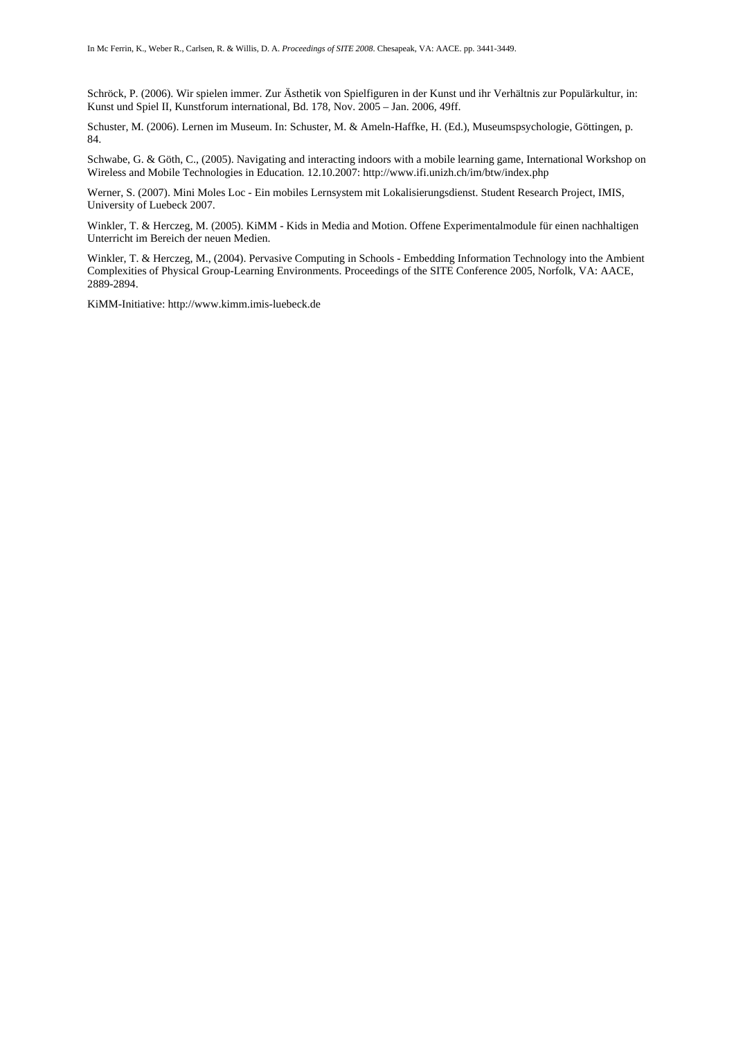Schröck, P. (2006). Wir spielen immer. Zur Ästhetik von Spielfiguren in der Kunst und ihr Verhältnis zur Populärkultur, in: Kunst und Spiel II, Kunstforum international, Bd. 178, Nov. 2005 – Jan. 2006, 49ff.

Schuster, M. (2006). Lernen im Museum. In: Schuster, M. & Ameln-Haffke, H. (Ed.), Museumspsychologie, Göttingen, p. 84.

Schwabe, G. & Göth, C., (2005). Navigating and interacting indoors with a mobile learning game, International Workshop on Wireless and Mobile Technologies in Education. 12.10.2007: http://www.ifi.unizh.ch/im/btw/index.php

Werner, S. (2007). Mini Moles Loc - Ein mobiles Lernsystem mit Lokalisierungsdienst. Student Research Project, IMIS, University of Luebeck 2007.

Winkler, T. & Herczeg, M. (2005). KiMM - Kids in Media and Motion. Offene Experimentalmodule für einen nachhaltigen Unterricht im Bereich der neuen Medien.

Winkler, T. & Herczeg, M., (2004). Pervasive Computing in Schools - Embedding Information Technology into the Ambient Complexities of Physical Group-Learning Environments. Proceedings of the SITE Conference 2005, Norfolk, VA: AACE, 2889-2894.

KiMM-Initiative: http://www.kimm.imis-luebeck.de